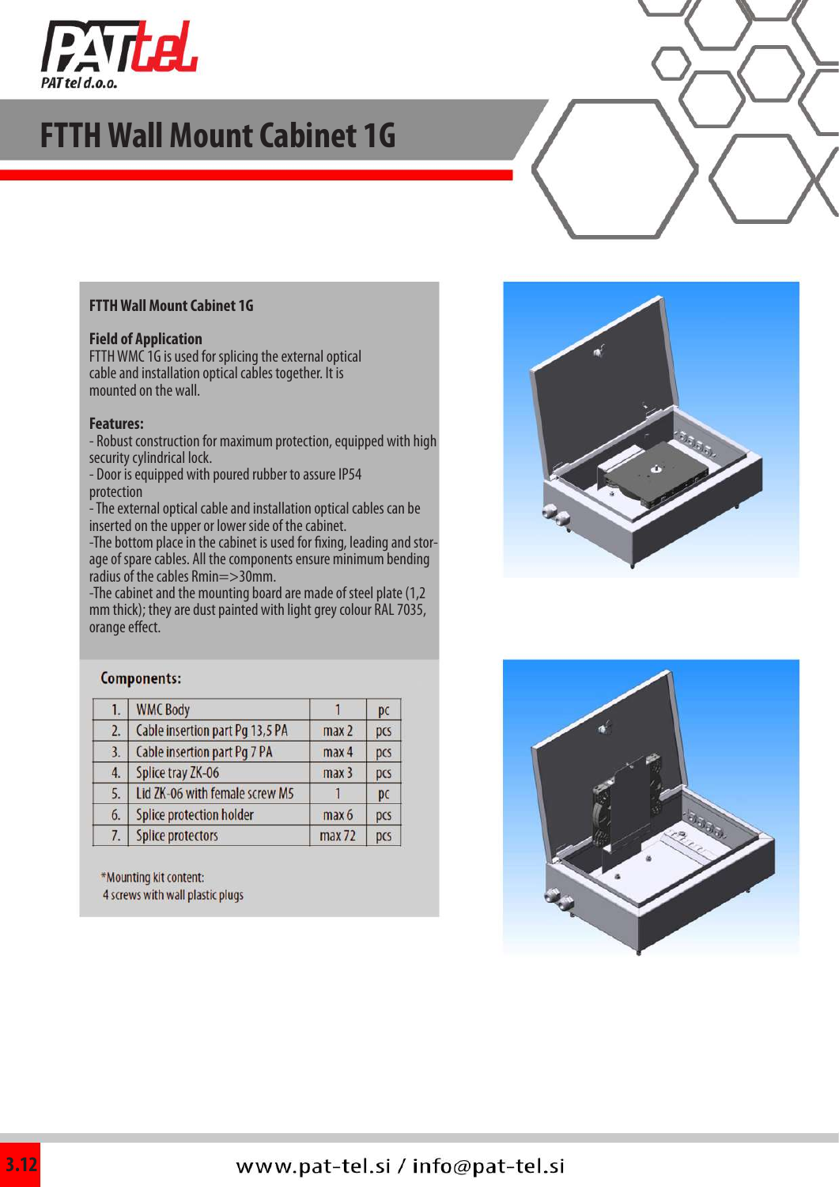# FTTH Wall Mount Cabinet 1G

**FTTH Wall Mount Cabinet 1G**

**Field of Application**
FTTH WMC 1G is used for splicing the external optical cable and installation optical cables together. It is mounted on the wall.

**Features:**

- Robust construction for maximum protection, equipped with high security cylindrical lock.
- Door is equipped with poured rubber to assure IP54 protection
- The external optical cable and installation optical cables can be inserted on the upper or lower side of the cabinet.
- The bottom place in the cabinet is used for fixing, leading and storage of spare cables. All the components ensure minimum bending radius of the cables Rmin=>30mm.
- The cabinet and the mounting board are made of steel plate (1,2 mm thick); they are dust painted with light grey colour RAL 7035, orange effect.

**Components:**

| | | | |
|---|---|---|---|
| 1. | WMC Body | 1 | pc |
| 2. | Cable insertion part Pg 13,5 PA | max 2 | pcs |
| 3. | Cable insertion part Pg 7 PA | max 4 | pcs |
| 4. | Splice tray ZK-06 | max 3 | pcs |
| 5. | Lid ZK-06 with female screw M5 | 1 | pc |
| 6. | Splice protection holder | max 6 | pcs |
| 7. | Splice protectors | max 72 | pcs |

*Mounting kit content:
4 screws with wall plastic plugs

www.pat-tel.si / info@pat-tel.si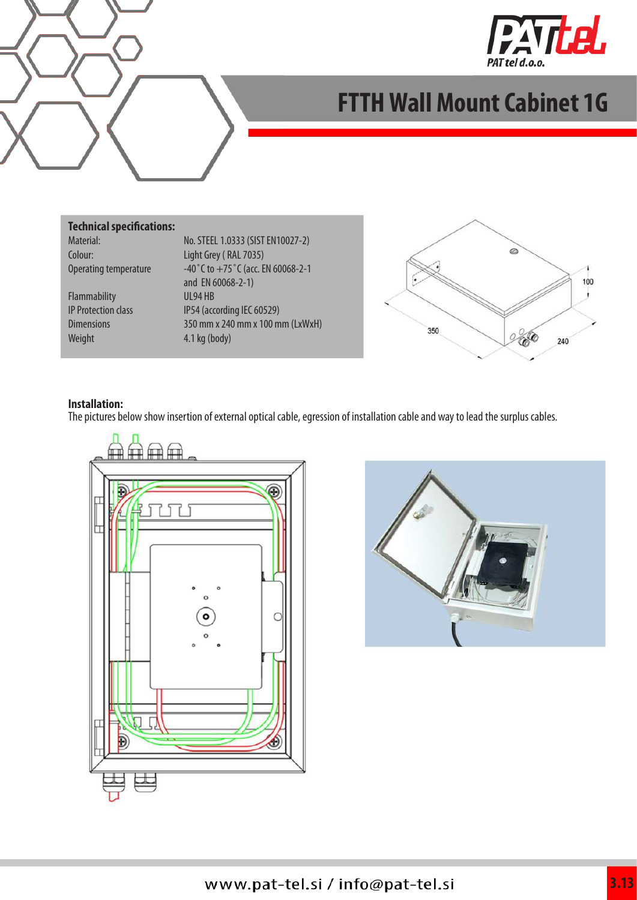# FTTH Wall Mount Cabinet 1G

**Technical specifications:**

| | |
|---|---|
| Material: | No. STEEL 1.0333 (SIST EN10027-2) |
| Colour: | Light Grey ( RAL 7035) |
| Operating temperature | -40˚C to +75˚C (acc. EN 60068-2-1 and EN 60068-2-1) |
| Flammability | UL94 HB |
| IP Protection class | IP54 (according IEC 60529) |
| Dimensions | 350 mm x 240 mm x 100 mm (LxWxH) |
| Weight | 4.1 kg (body) |

100

350

240

**Installation:**

The pictures below show insertion of external optical cable, egression of installation cable and way to lead the surplus cables.